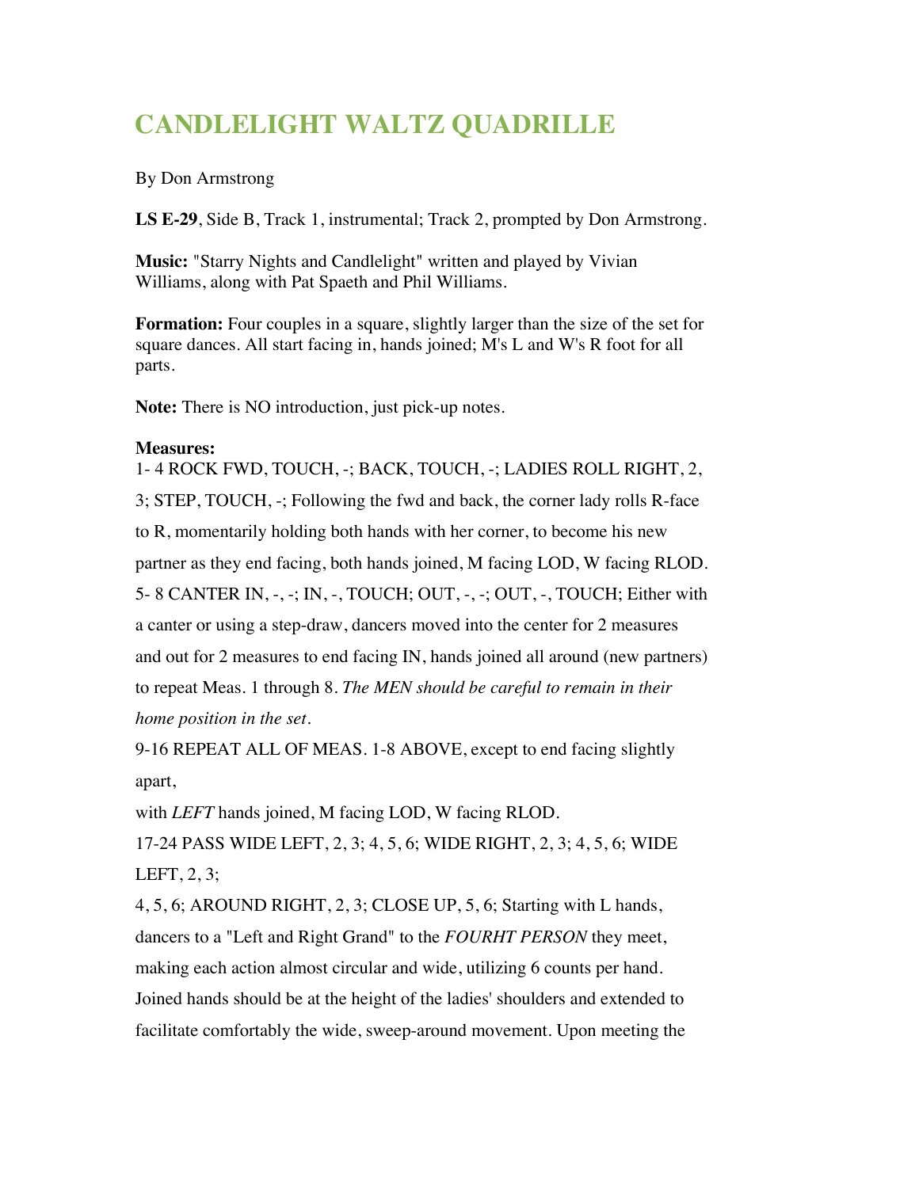# CANDLELIGHT WALTZ QUADRILLE

By Don Armstrong

**LS E-29**, Side B, Track 1, instrumental; Track 2, prompted by Don Armstrong.

**Music:** "Starry Nights and Candlelight" written and played by Vivian Williams, along with Pat Spaeth and Phil Williams.

**Formation:** Four couples in a square, slightly larger than the size of the set for square dances. All start facing in, hands joined; M's L and W's R foot for all parts.

**Note:** There is NO introduction, just pick-up notes.

**Measures:**

1- 4 ROCK FWD, TOUCH, -; BACK, TOUCH, -; LADIES ROLL RIGHT, 2, 3; STEP, TOUCH, -; Following the fwd and back, the corner lady rolls R-face to R, momentarily holding both hands with her corner, to become his new partner as they end facing, both hands joined, M facing LOD, W facing RLOD.

5- 8 CANTER IN, -, -; IN, -, TOUCH; OUT, -, -; OUT, -, TOUCH; Either with a canter or using a step-draw, dancers moved into the center for 2 measures and out for 2 measures to end facing IN, hands joined all around (new partners) to repeat Meas. 1 through 8. *The MEN should be careful to remain in their home position in the set.*

9-16 REPEAT ALL OF MEAS. 1-8 ABOVE, except to end facing slightly apart,

with *LEFT* hands joined, M facing LOD, W facing RLOD.

17-24 PASS WIDE LEFT, 2, 3; 4, 5, 6; WIDE RIGHT, 2, 3; 4, 5, 6; WIDE LEFT, 2, 3;

4, 5, 6; AROUND RIGHT, 2, 3; CLOSE UP, 5, 6; Starting with L hands, dancers to a "Left and Right Grand" to the *FOURHT PERSON* they meet, making each action almost circular and wide, utilizing 6 counts per hand. Joined hands should be at the height of the ladies' shoulders and extended to facilitate comfortably the wide, sweep-around movement. Upon meeting the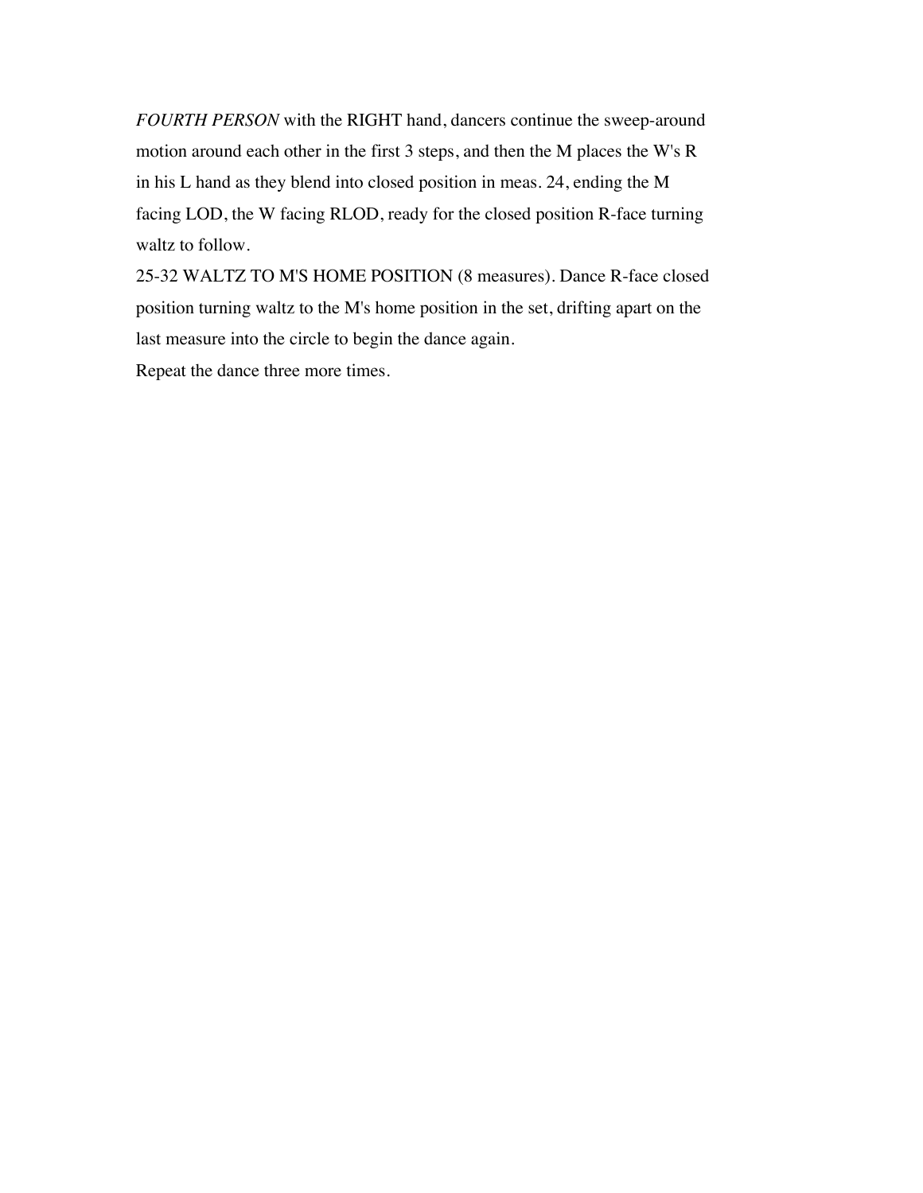*FOURTH PERSON* with the RIGHT hand, dancers continue the sweep-around motion around each other in the first 3 steps, and then the M places the W's R in his L hand as they blend into closed position in meas. 24, ending the M facing LOD, the W facing RLOD, ready for the closed position R-face turning waltz to follow.

25-32 WALTZ TO M'S HOME POSITION (8 measures). Dance R-face closed position turning waltz to the M's home position in the set, drifting apart on the last measure into the circle to begin the dance again.

Repeat the dance three more times.